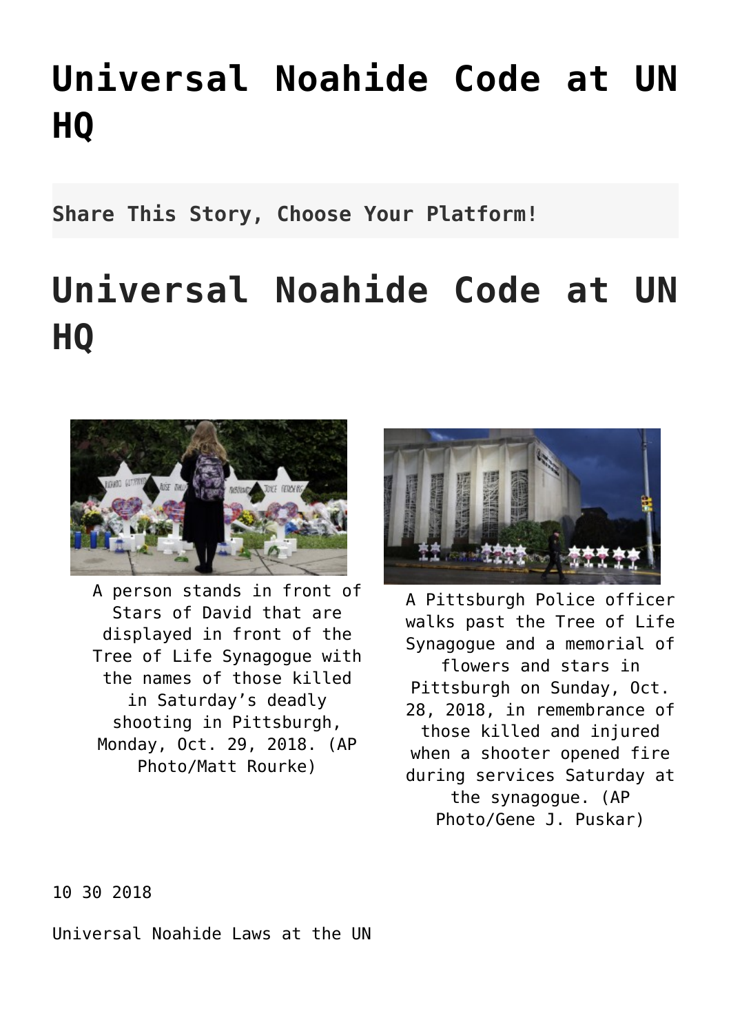# Universal Noahide Code at UN HQ

**Share This Story, Choose Your Platform!**

# Universal Noahide Code at UN HQ

A person stands in front of Stars of David that are displayed in front of the Tree of Life Synagogue with the names of those killed in Saturday's deadly shooting in Pittsburgh, Monday, Oct. 29, 2018. (AP Photo/Matt Rourke)

A Pittsburgh Police officer walks past the Tree of Life Synagogue and a memorial of flowers and stars in Pittsburgh on Sunday, Oct. 28, 2018, in remembrance of those killed and injured when a shooter opened fire during services Saturday at the synagogue. (AP Photo/Gene J. Puskar)

10 30 2018

Universal Noahide Laws at the UN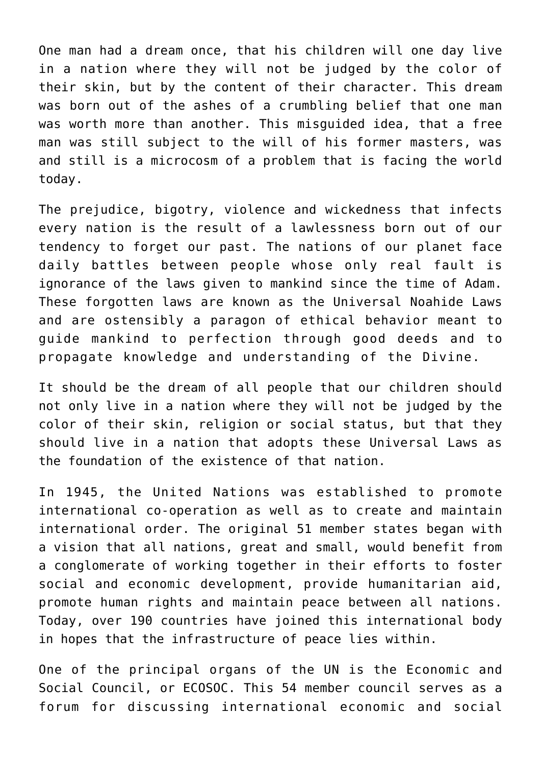One man had a dream once, that his children will one day live in a nation where they will not be judged by the color of their skin, but by the content of their character. This dream was born out of the ashes of a crumbling belief that one man was worth more than another. This misguided idea, that a free man was still subject to the will of his former masters, was and still is a microcosm of a problem that is facing the world today.

The prejudice, bigotry, violence and wickedness that infects every nation is the result of a lawlessness born out of our tendency to forget our past. The nations of our planet face daily battles between people whose only real fault is ignorance of the laws given to mankind since the time of Adam. These forgotten laws are known as the Universal Noahide Laws and are ostensibly a paragon of ethical behavior meant to guide mankind to perfection through good deeds and to propagate knowledge and understanding of the Divine.

It should be the dream of all people that our children should not only live in a nation where they will not be judged by the color of their skin, religion or social status, but that they should live in a nation that adopts these Universal Laws as the foundation of the existence of that nation.

In 1945, the United Nations was established to promote international co-operation as well as to create and maintain international order. The original 51 member states began with a vision that all nations, great and small, would benefit from a conglomerate of working together in their efforts to foster social and economic development, provide humanitarian aid, promote human rights and maintain peace between all nations. Today, over 190 countries have joined this international body in hopes that the infrastructure of peace lies within.

One of the principal organs of the UN is the Economic and Social Council, or ECOSOC. This 54 member council serves as a forum for discussing international economic and social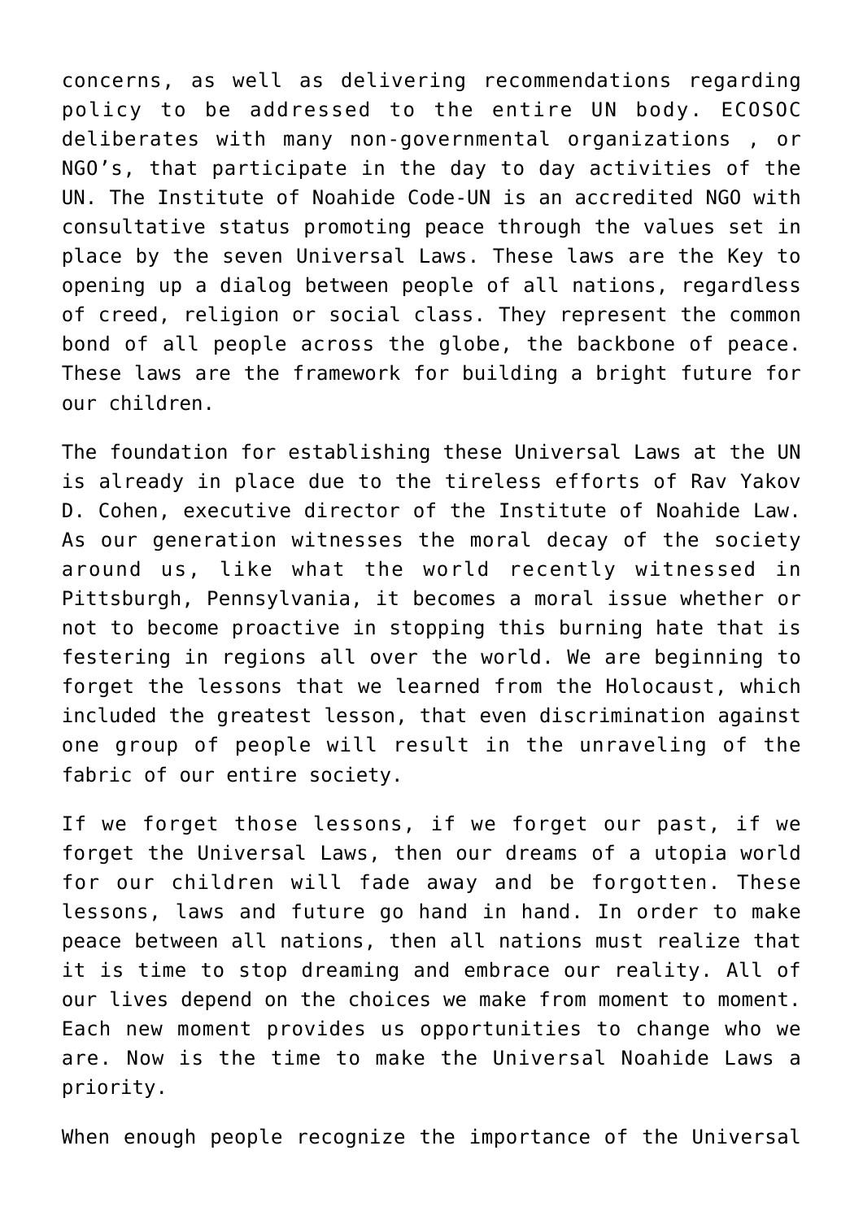concerns, as well as delivering recommendations regarding policy to be addressed to the entire UN body. ECOSOC deliberates with many non-governmental organizations , or NGO's, that participate in the day to day activities of the UN. The Institute of Noahide Code-UN is an accredited NGO with consultative status promoting peace through the values set in place by the seven Universal Laws. These laws are the Key to opening up a dialog between people of all nations, regardless of creed, religion or social class. They represent the common bond of all people across the globe, the backbone of peace. These laws are the framework for building a bright future for our children.

The foundation for establishing these Universal Laws at the UN is already in place due to the tireless efforts of Rav Yakov D. Cohen, executive director of the Institute of Noahide Law. As our generation witnesses the moral decay of the society around us, like what the world recently witnessed in Pittsburgh, Pennsylvania, it becomes a moral issue whether or not to become proactive in stopping this burning hate that is festering in regions all over the world. We are beginning to forget the lessons that we learned from the Holocaust, which included the greatest lesson, that even discrimination against one group of people will result in the unraveling of the fabric of our entire society.

If we forget those lessons, if we forget our past, if we forget the Universal Laws, then our dreams of a utopia world for our children will fade away and be forgotten. These lessons, laws and future go hand in hand. In order to make peace between all nations, then all nations must realize that it is time to stop dreaming and embrace our reality. All of our lives depend on the choices we make from moment to moment. Each new moment provides us opportunities to change who we are. Now is the time to make the Universal Noahide Laws a priority.

When enough people recognize the importance of the Universal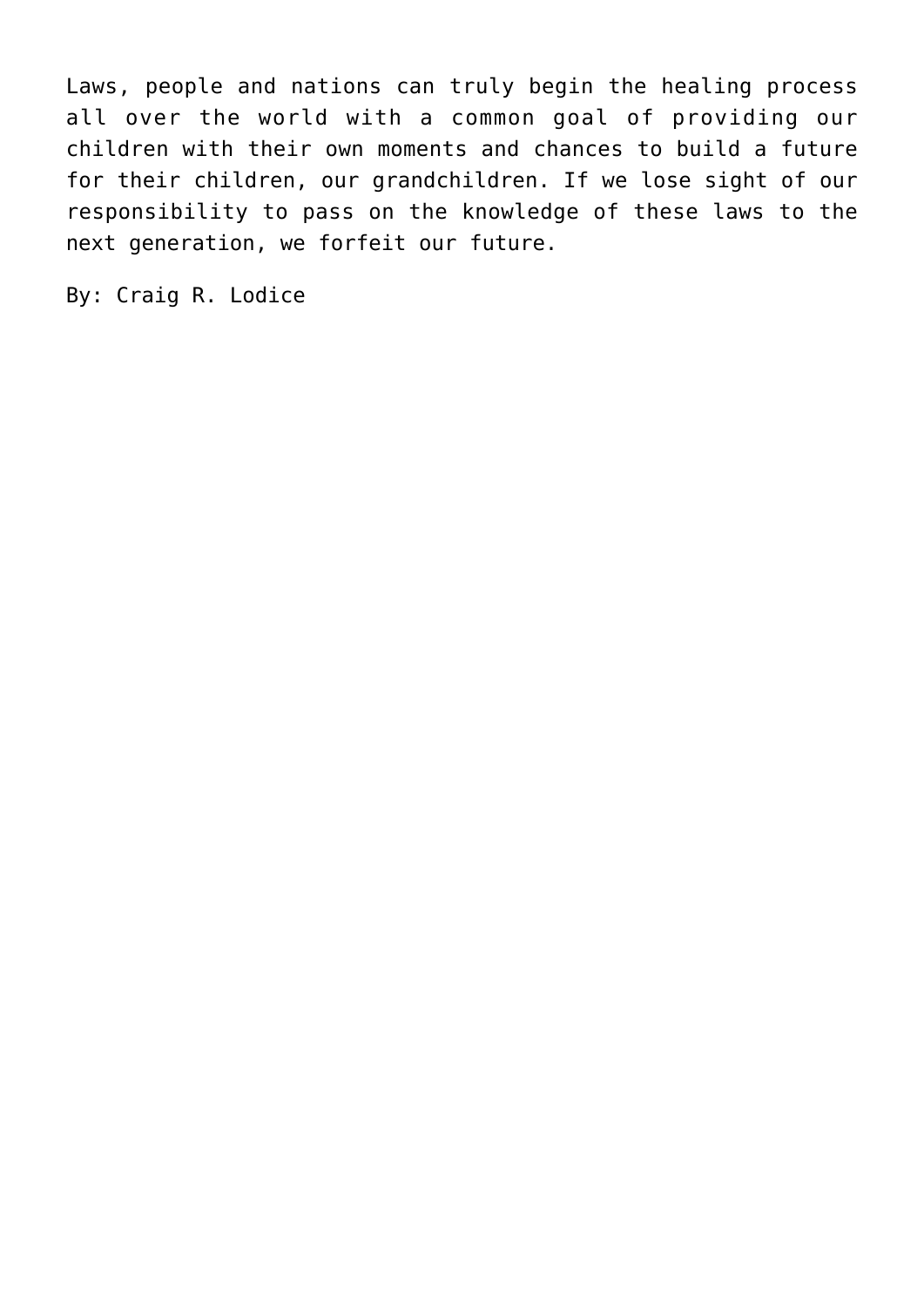Laws, people and nations can truly begin the healing process all over the world with a common goal of providing our children with their own moments and chances to build a future for their children, our grandchildren. If we lose sight of our responsibility to pass on the knowledge of these laws to the next generation, we forfeit our future.

By: Craig R. Lodice